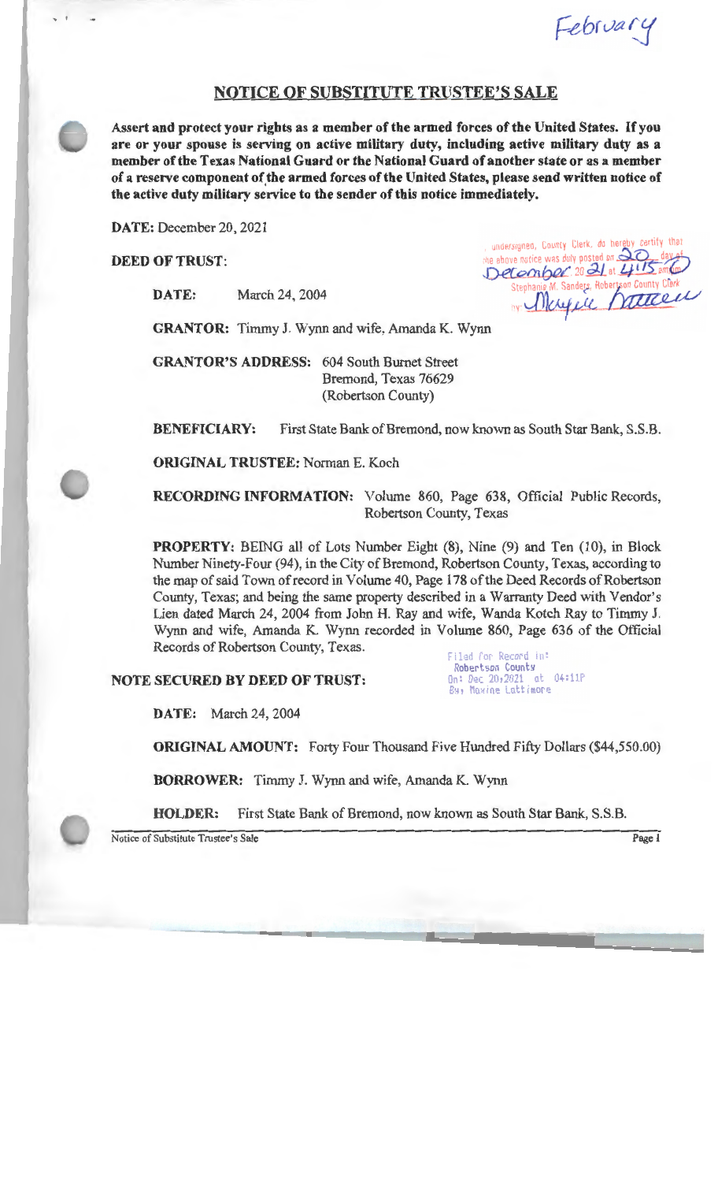February

# NOTICE OF SUBSTITUTE TRUSTEE'S SALE

**Assert and protect your rights as a member of the armed forces of the United States. If you are or your spouse is serving on active military duty, including active military duty as a member of the Texas National Guard or the National Guard of another state or as a member of a reserve component of the armed forces of the United States, please send written notice of the active duty military service to the sender of this notice immediately.**

**DATE:** December 20, 2021

I, undersigned, County Clerk, do hereby certify that the above notice was duly posted on 20 day of December 2021 at 4:15 pm
Stephanie M. Sanders, Robertson County Clerk
by Maxine Lattimore

**DEED OF TRUST:**

**DATE:** March 24, 2004

**GRANTOR:** Timmy J. Wynn and wife, Amanda K. Wynn

**GRANTOR'S ADDRESS:** 604 South Burnet Street
Bremond, Texas 76629
(Robertson County)

**BENEFICIARY:** First State Bank of Bremond, now known as South Star Bank, S.S.B.

**ORIGINAL TRUSTEE:** Norman E. Koch

**RECORDING INFORMATION:** Volume 860, Page 638, Official Public Records, Robertson County, Texas

**PROPERTY:** BEING all of Lots Number Eight (8), Nine (9) and Ten (10), in Block Number Ninety-Four (94), in the City of Bremond, Robertson County, Texas, according to the map of said Town of record in Volume 40, Page 178 of the Deed Records of Robertson County, Texas; and being the same property described in a Warranty Deed with Vendor's Lien dated March 24, 2004 from John H. Ray and wife, Wanda Kotch Ray to Timmy J. Wynn and wife, Amanda K. Wynn recorded in Volume 860, Page 636 of the Official Records of Robertson County, Texas.

Filed for Record in:
Robertson County
On: Dec 20,2021 at 04:11P
By: Maxine Lattimore

**NOTE SECURED BY DEED OF TRUST:**

**DATE:** March 24, 2004

**ORIGINAL AMOUNT:** Forty Four Thousand Five Hundred Fifty Dollars ($44,550.00)

**BORROWER:** Timmy J. Wynn and wife, Amanda K. Wynn

**HOLDER:** First State Bank of Bremond, now known as South Star Bank, S.S.B.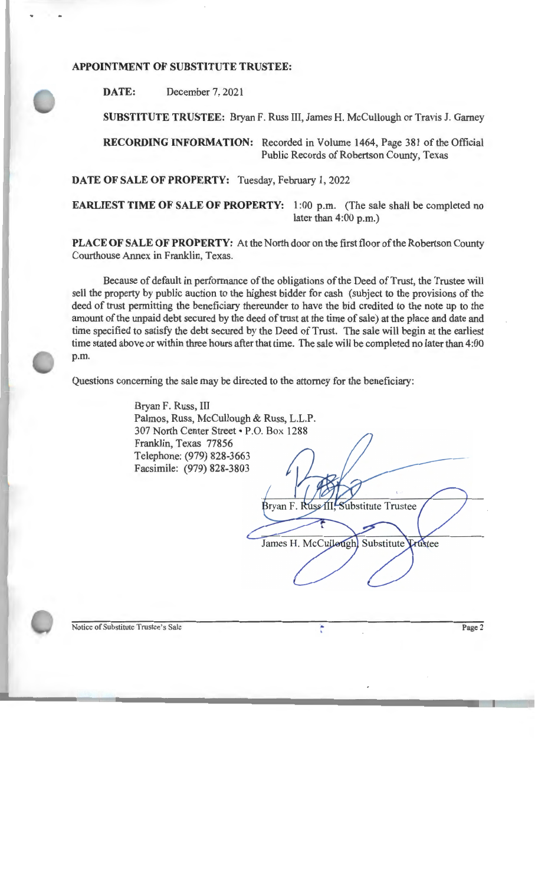**APPOINTMENT OF SUBSTITUTE TRUSTEE:**

**DATE:** December 7, 2021

**SUBSTITUTE TRUSTEE:** Bryan F. Russ III, James H. McCullough or Travis J. Garney

**RECORDING INFORMATION:** Recorded in Volume 1464, Page 381 of the Official Public Records of Robertson County, Texas

**DATE OF SALE OF PROPERTY:** Tuesday, February 1, 2022

**EARLIEST TIME OF SALE OF PROPERTY:** 1:00 p.m. (The sale shall be completed no later than 4:00 p.m.)

**PLACE OF SALE OF PROPERTY:** At the North door on the first floor of the Robertson County Courthouse Annex in Franklin, Texas.

Because of default in performance of the obligations of the Deed of Trust, the Trustee will sell the property by public auction to the highest bidder for cash (subject to the provisions of the deed of trust permitting the beneficiary thereunder to have the bid credited to the note up to the amount of the unpaid debt secured by the deed of trust at the time of sale) at the place and date and time specified to satisfy the debt secured by the Deed of Trust. The sale will begin at the earliest time stated above or within three hours after that time. The sale will be completed no later than 4:00 p.m.

Questions concerning the sale may be directed to the attorney for the beneficiary:

Bryan F. Russ, III
Palmos, Russ, McCullough & Russ, L.L.P.
307 North Center Street • P.O. Box 1288
Franklin, Texas 77856
Telephone: (979) 828-3663
Facsimile: (979) 828-3803

Bryan F. Russ III, Substitute Trustee

James H. McCullough, Substitute Trustee

Notice of Substitute Trustee's Sale